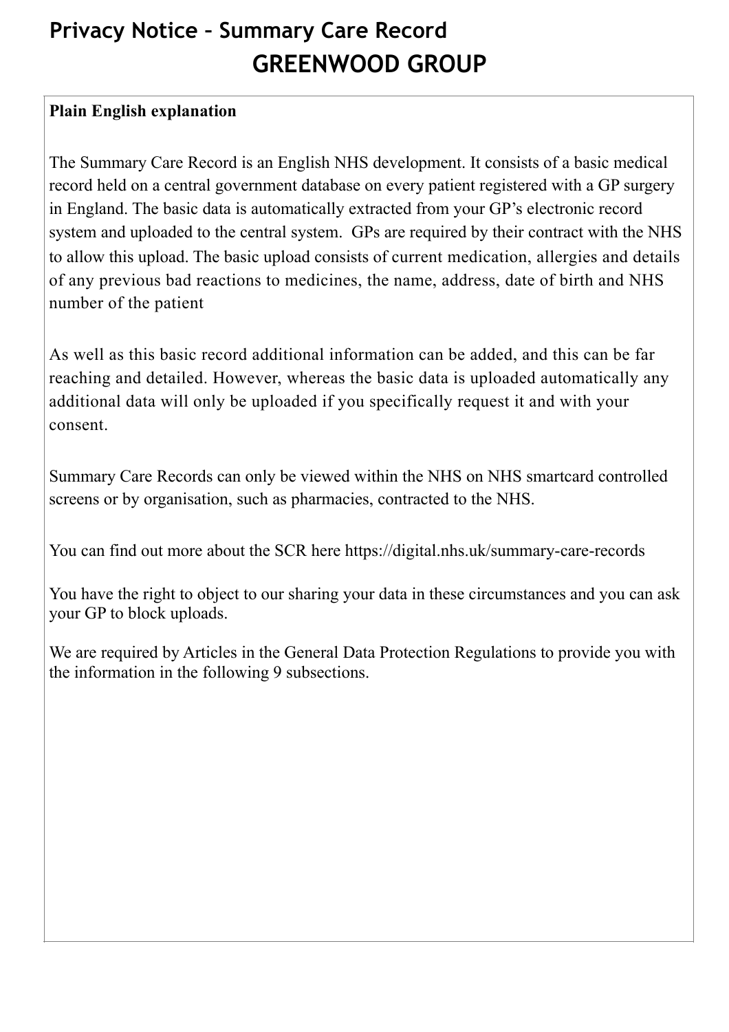# Privacy Notice – Summary Care Record

# GREENWOOD GROUP

**Plain English explanation**

The Summary Care Record is an English NHS development. It consists of a basic medical record held on a central government database on every patient registered with a GP surgery in England. The basic data is automatically extracted from your GP's electronic record system and uploaded to the central system. GPs are required by their contract with the NHS to allow this upload. The basic upload consists of current medication, allergies and details of any previous bad reactions to medicines, the name, address, date of birth and NHS number of the patient

As well as this basic record additional information can be added, and this can be far reaching and detailed. However, whereas the basic data is uploaded automatically any additional data will only be uploaded if you specifically request it and with your consent.

Summary Care Records can only be viewed within the NHS on NHS smartcard controlled screens or by organisation, such as pharmacies, contracted to the NHS.

You can find out more about the SCR here https://digital.nhs.uk/summary-care-records

You have the right to object to our sharing your data in these circumstances and you can ask your GP to block uploads.

We are required by Articles in the General Data Protection Regulations to provide you with the information in the following 9 subsections.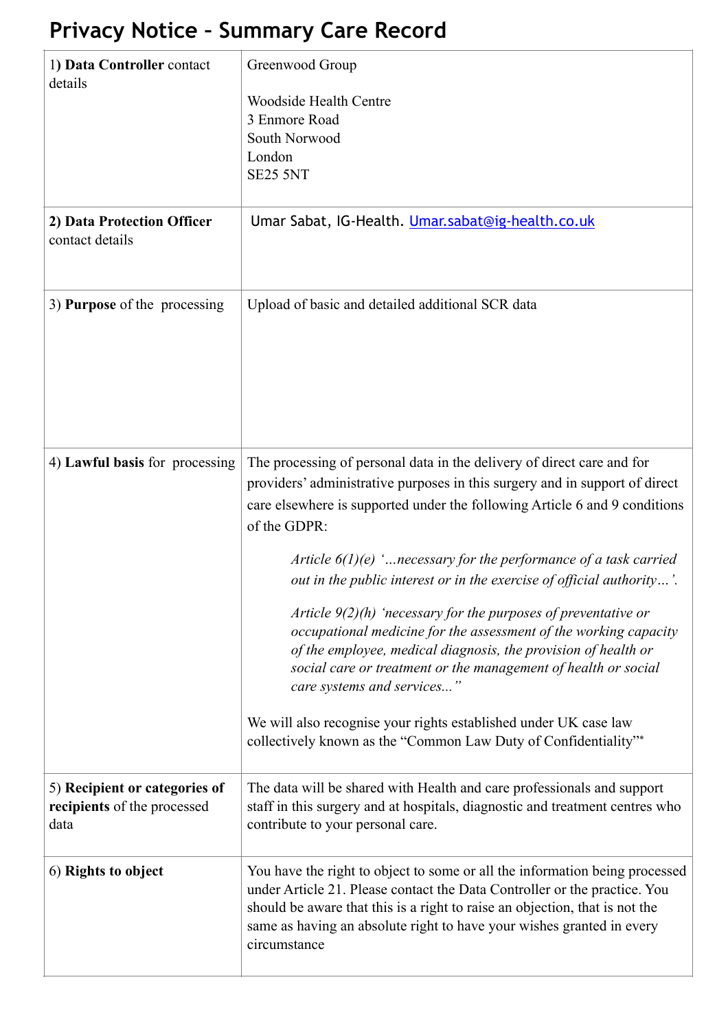# Privacy Notice – Summary Care Record

| | |
|---|---|
| 1) **Data Controller** contact details | Greenwood Group<br><br>Woodside Health Centre<br>3 Enmore Road<br>South Norwood<br>London<br>SE25 5NT |
| **2) Data Protection Officer** contact details | Umar Sabat, IG-Health. [Umar.sabat@ig-health.co.uk](mailto:Umar.sabat@ig-health.co.uk) |
| 3) **Purpose** of the processing | Upload of basic and detailed additional SCR data |
| 4) **Lawful basis** for processing | The processing of personal data in the delivery of direct care and for providers' administrative purposes in this surgery and in support of direct care elsewhere is supported under the following Article 6 and 9 conditions of the GDPR:<br><br>*Article 6(1)(e) '…necessary for the performance of a task carried out in the public interest or in the exercise of official authority…'.*<br><br>*Article 9(2)(h) 'necessary for the purposes of preventative or occupational medicine for the assessment of the working capacity of the employee, medical diagnosis, the provision of health or social care or treatment or the management of health or social care systems and services..."*<br><br>We will also recognise your rights established under UK case law collectively known as the "Common Law Duty of Confidentiality"* |
| 5) **Recipient or categories of recipients** of the processed data | The data will be shared with Health and care professionals and support staff in this surgery and at hospitals, diagnostic and treatment centres who contribute to your personal care. |
| 6) **Rights to object** | You have the right to object to some or all the information being processed under Article 21. Please contact the Data Controller or the practice. You should be aware that this is a right to raise an objection, that is not the same as having an absolute right to have your wishes granted in every circumstance |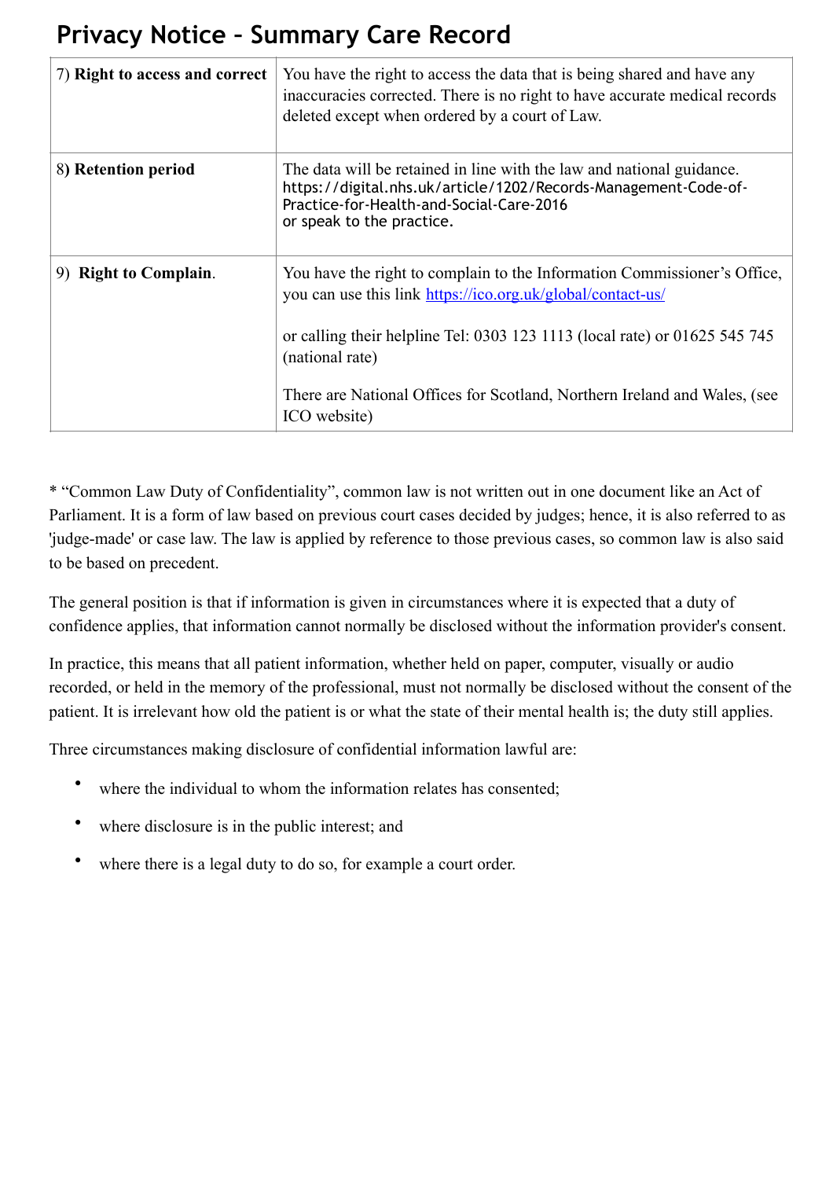# Privacy Notice – Summary Care Record

| | |
|---|---|
| 7) **Right to access and correct** | You have the right to access the data that is being shared and have any inaccuracies corrected. There is no right to have accurate medical records deleted except when ordered by a court of Law. |
| 8) **Retention period** | The data will be retained in line with the law and national guidance. https://digital.nhs.uk/article/1202/Records-Management-Code-of-Practice-for-Health-and-Social-Care-2016 or speak to the practice. |
| 9) **Right to Complain**. | You have the right to complain to the Information Commissioner's Office, you can use this link [https://ico.org.uk/global/contact-us/](https://ico.org.uk/global/contact-us/) <br><br> or calling their helpline Tel: 0303 123 1113 (local rate) or 01625 545 745 (national rate) <br><br> There are National Offices for Scotland, Northern Ireland and Wales, (see ICO website) |

* "Common Law Duty of Confidentiality", common law is not written out in one document like an Act of Parliament. It is a form of law based on previous court cases decided by judges; hence, it is also referred to as 'judge-made' or case law. The law is applied by reference to those previous cases, so common law is also said to be based on precedent.

The general position is that if information is given in circumstances where it is expected that a duty of confidence applies, that information cannot normally be disclosed without the information provider's consent.

In practice, this means that all patient information, whether held on paper, computer, visually or audio recorded, or held in the memory of the professional, must not normally be disclosed without the consent of the patient. It is irrelevant how old the patient is or what the state of their mental health is; the duty still applies.

Three circumstances making disclosure of confidential information lawful are:

- where the individual to whom the information relates has consented;
- where disclosure is in the public interest; and
- where there is a legal duty to do so, for example a court order.